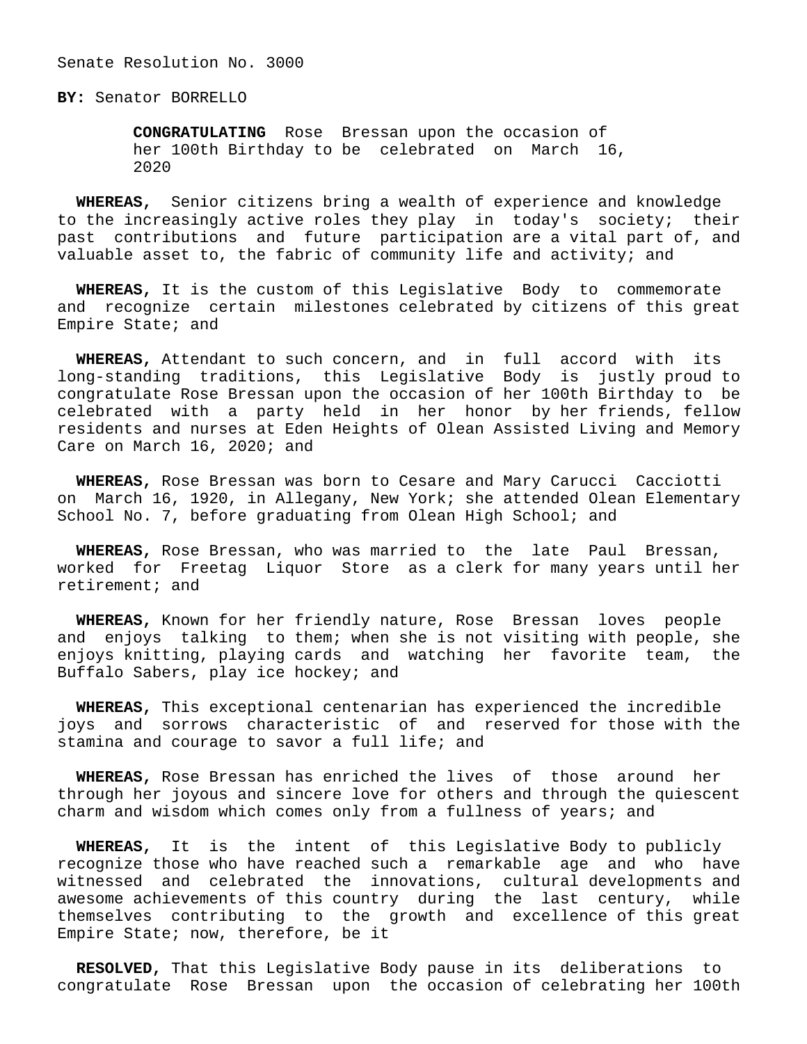Senate Resolution No. 3000

**BY:** Senator BORRELLO

**CONGRATULATING** Rose Bressan upon the occasion of her 100th Birthday to be celebrated on March 16, 2020

**WHEREAS,** Senior citizens bring a wealth of experience and knowledge to the increasingly active roles they play in today's society; their past contributions and future participation are a vital part of, and valuable asset to, the fabric of community life and activity; and

**WHEREAS,** It is the custom of this Legislative Body to commemorate and recognize certain milestones celebrated by citizens of this great Empire State; and

**WHEREAS,** Attendant to such concern, and in full accord with its long-standing traditions, this Legislative Body is justly proud to congratulate Rose Bressan upon the occasion of her 100th Birthday to be celebrated with a party held in her honor by her friends, fellow residents and nurses at Eden Heights of Olean Assisted Living and Memory Care on March 16, 2020; and

**WHEREAS,** Rose Bressan was born to Cesare and Mary Carucci Cacciotti on March 16, 1920, in Allegany, New York; she attended Olean Elementary School No. 7, before graduating from Olean High School; and

**WHEREAS,** Rose Bressan, who was married to the late Paul Bressan, worked for Freetag Liquor Store as a clerk for many years until her retirement; and

**WHEREAS,** Known for her friendly nature, Rose Bressan loves people and enjoys talking to them; when she is not visiting with people, she enjoys knitting, playing cards and watching her favorite team, the Buffalo Sabers, play ice hockey; and

**WHEREAS,** This exceptional centenarian has experienced the incredible joys and sorrows characteristic of and reserved for those with the stamina and courage to savor a full life; and

**WHEREAS,** Rose Bressan has enriched the lives of those around her through her joyous and sincere love for others and through the quiescent charm and wisdom which comes only from a fullness of years; and

**WHEREAS,** It is the intent of this Legislative Body to publicly recognize those who have reached such a remarkable age and who have witnessed and celebrated the innovations, cultural developments and awesome achievements of this country during the last century, while themselves contributing to the growth and excellence of this great Empire State; now, therefore, be it

**RESOLVED,** That this Legislative Body pause in its deliberations to congratulate Rose Bressan upon the occasion of celebrating her 100th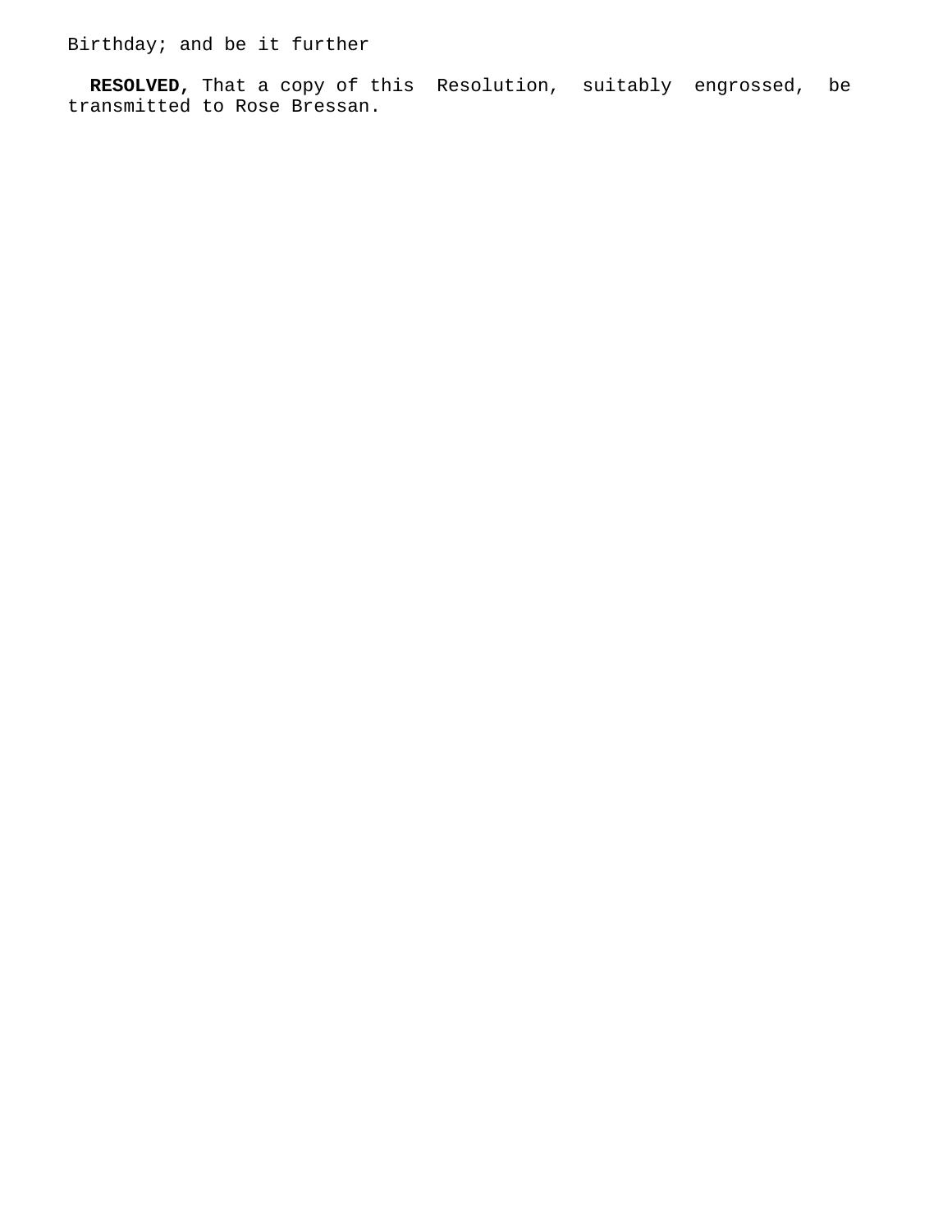Birthday; and be it further

**RESOLVED,** That a copy of this Resolution, suitably engrossed, be transmitted to Rose Bressan.